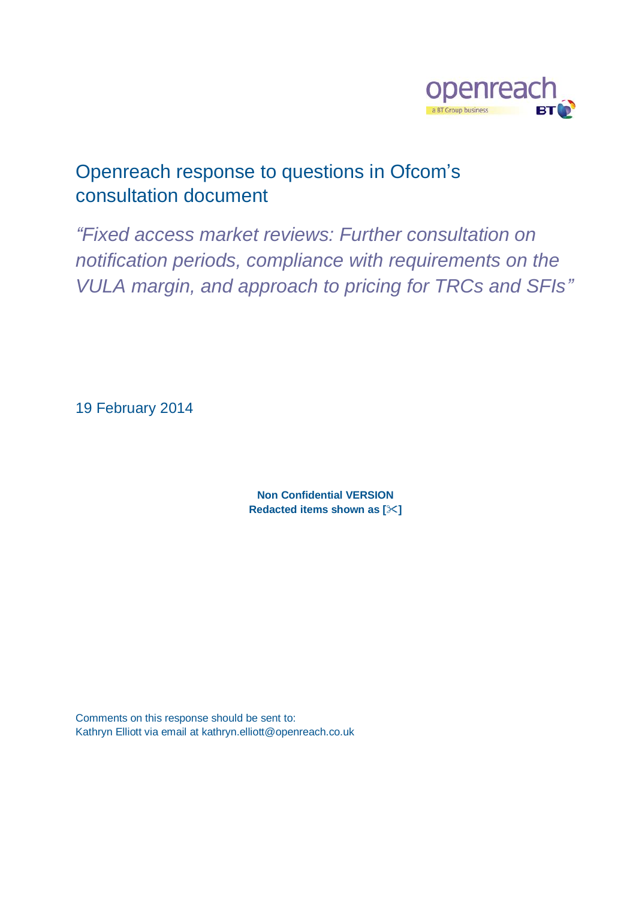# Openreach response to questions in Ofcom's consultation document

## *"Fixed access market reviews: Further consultation on notification periods, compliance with requirements on the VULA margin, and approach to pricing for TRCs and SFIs"*

19 February 2014

**Non Confidential VERSION**
**Redacted items shown as [✂]**

Comments on this response should be sent to:
Kathryn Elliott via email at kathryn.elliott@openreach.co.uk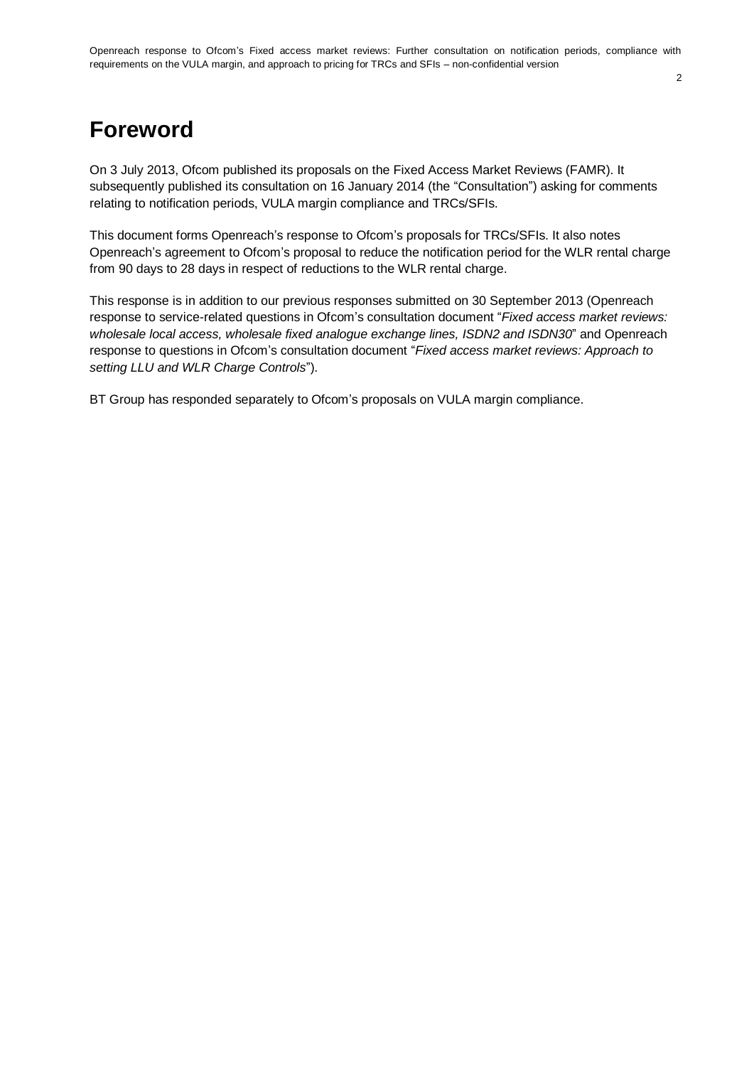# Foreword

On 3 July 2013, Ofcom published its proposals on the Fixed Access Market Reviews (FAMR). It subsequently published its consultation on 16 January 2014 (the "Consultation") asking for comments relating to notification periods, VULA margin compliance and TRCs/SFIs.

This document forms Openreach's response to Ofcom's proposals for TRCs/SFIs. It also notes Openreach's agreement to Ofcom's proposal to reduce the notification period for the WLR rental charge from 90 days to 28 days in respect of reductions to the WLR rental charge.

This response is in addition to our previous responses submitted on 30 September 2013 (Openreach response to service-related questions in Ofcom's consultation document "*Fixed access market reviews: wholesale local access, wholesale fixed analogue exchange lines, ISDN2 and ISDN30*" and Openreach response to questions in Ofcom's consultation document "*Fixed access market reviews: Approach to setting LLU and WLR Charge Controls*").

BT Group has responded separately to Ofcom's proposals on VULA margin compliance.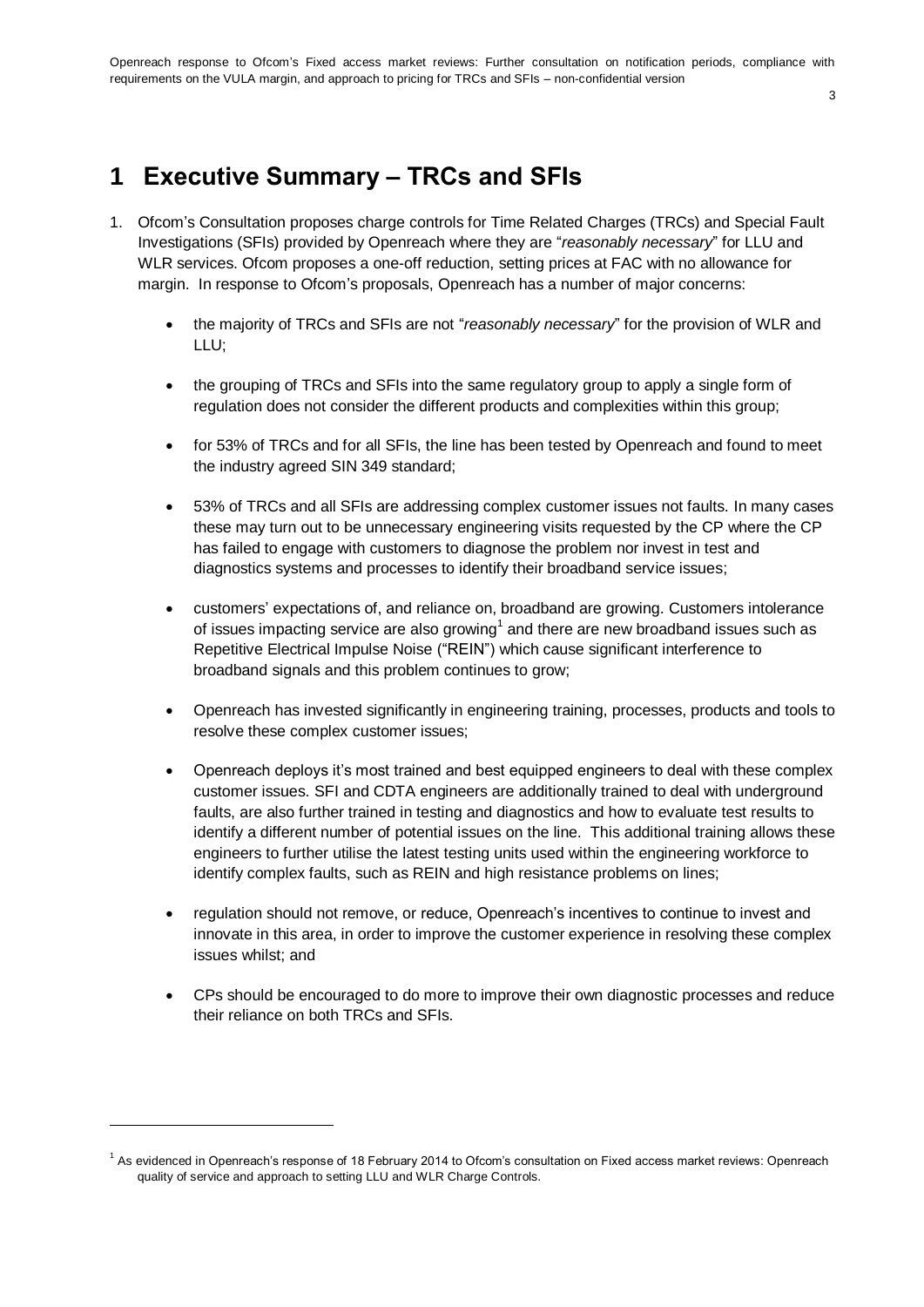# 1 Executive Summary – TRCs and SFIs

1. Ofcom's Consultation proposes charge controls for Time Related Charges (TRCs) and Special Fault Investigations (SFIs) provided by Openreach where they are "*reasonably necessary*" for LLU and WLR services. Ofcom proposes a one-off reduction, setting prices at FAC with no allowance for margin. In response to Ofcom's proposals, Openreach has a number of major concerns:

   - the majority of TRCs and SFIs are not "*reasonably necessary*" for the provision of WLR and LLU;
   - the grouping of TRCs and SFIs into the same regulatory group to apply a single form of regulation does not consider the different products and complexities within this group;
   - for 53% of TRCs and for all SFIs, the line has been tested by Openreach and found to meet the industry agreed SIN 349 standard;
   - 53% of TRCs and all SFIs are addressing complex customer issues not faults. In many cases these may turn out to be unnecessary engineering visits requested by the CP where the CP has failed to engage with customers to diagnose the problem nor invest in test and diagnostics systems and processes to identify their broadband service issues;
   - customers' expectations of, and reliance on, broadband are growing. Customers intolerance of issues impacting service are also growing[1] and there are new broadband issues such as Repetitive Electrical Impulse Noise ("REIN") which cause significant interference to broadband signals and this problem continues to grow;
   - Openreach has invested significantly in engineering training, processes, products and tools to resolve these complex customer issues;
   - Openreach deploys it's most trained and best equipped engineers to deal with these complex customer issues. SFI and CDTA engineers are additionally trained to deal with underground faults, are also further trained in testing and diagnostics and how to evaluate test results to identify a different number of potential issues on the line. This additional training allows these engineers to further utilise the latest testing units used within the engineering workforce to identify complex faults, such as REIN and high resistance problems on lines;
   - regulation should not remove, or reduce, Openreach's incentives to continue to invest and innovate in this area, in order to improve the customer experience in resolving these complex issues whilst; and
   - CPs should be encouraged to do more to improve their own diagnostic processes and reduce their reliance on both TRCs and SFIs.

[1] As evidenced in Openreach's response of 18 February 2014 to Ofcom's consultation on Fixed access market reviews: Openreach quality of service and approach to setting LLU and WLR Charge Controls.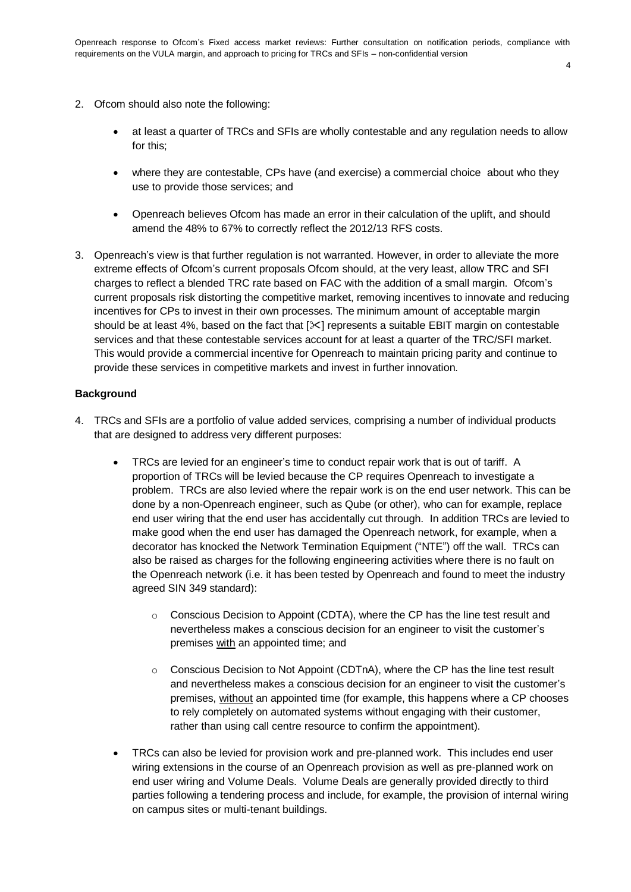2. Ofcom should also note the following:

   - at least a quarter of TRCs and SFIs are wholly contestable and any regulation needs to allow for this;
   - where they are contestable, CPs have (and exercise) a commercial choice about who they use to provide those services; and
   - Openreach believes Ofcom has made an error in their calculation of the uplift, and should amend the 48% to 67% to correctly reflect the 2012/13 RFS costs.

3. Openreach's view is that further regulation is not warranted. However, in order to alleviate the more extreme effects of Ofcom's current proposals Ofcom should, at the very least, allow TRC and SFI charges to reflect a blended TRC rate based on FAC with the addition of a small margin. Ofcom's current proposals risk distorting the competitive market, removing incentives to innovate and reducing incentives for CPs to invest in their own processes. The minimum amount of acceptable margin should be at least 4%, based on the fact that [✂] represents a suitable EBIT margin on contestable services and that these contestable services account for at least a quarter of the TRC/SFI market. This would provide a commercial incentive for Openreach to maintain pricing parity and continue to provide these services in competitive markets and invest in further innovation.

**Background**

4. TRCs and SFIs are a portfolio of value added services, comprising a number of individual products that are designed to address very different purposes:

   - TRCs are levied for an engineer's time to conduct repair work that is out of tariff. A proportion of TRCs will be levied because the CP requires Openreach to investigate a problem. TRCs are also levied where the repair work is on the end user network. This can be done by a non-Openreach engineer, such as Qube (or other), who can for example, replace end user wiring that the end user has accidentally cut through. In addition TRCs are levied to make good when the end user has damaged the Openreach network, for example, when a decorator has knocked the Network Termination Equipment ("NTE") off the wall. TRCs can also be raised as charges for the following engineering activities where there is no fault on the Openreach network (i.e. it has been tested by Openreach and found to meet the industry agreed SIN 349 standard):

     - Conscious Decision to Appoint (CDTA), where the CP has the line test result and nevertheless makes a conscious decision for an engineer to visit the customer's premises <u>with</u> an appointed time; and
     - Conscious Decision to Not Appoint (CDTnA), where the CP has the line test result and nevertheless makes a conscious decision for an engineer to visit the customer's premises, <u>without</u> an appointed time (for example, this happens where a CP chooses to rely completely on automated systems without engaging with their customer, rather than using call centre resource to confirm the appointment).

   - TRCs can also be levied for provision work and pre-planned work. This includes end user wiring extensions in the course of an Openreach provision as well as pre-planned work on end user wiring and Volume Deals. Volume Deals are generally provided directly to third parties following a tendering process and include, for example, the provision of internal wiring on campus sites or multi-tenant buildings.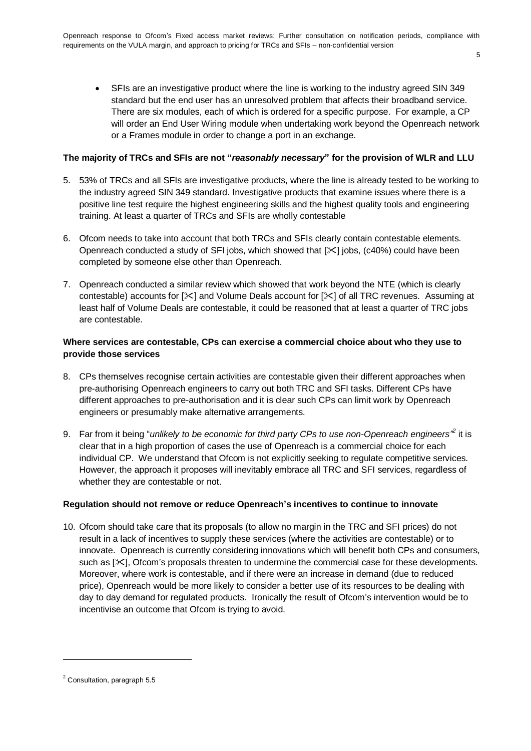- SFIs are an investigative product where the line is working to the industry agreed SIN 349 standard but the end user has an unresolved problem that affects their broadband service. There are six modules, each of which is ordered for a specific purpose. For example, a CP will order an End User Wiring module when undertaking work beyond the Openreach network or a Frames module in order to change a port in an exchange.

**The majority of TRCs and SFIs are not "*reasonably necessary*" for the provision of WLR and LLU**

5. 53% of TRCs and all SFIs are investigative products, where the line is already tested to be working to the industry agreed SIN 349 standard. Investigative products that examine issues where there is a positive line test require the highest engineering skills and the highest quality tools and engineering training. At least a quarter of TRCs and SFIs are wholly contestable

6. Ofcom needs to take into account that both TRCs and SFIs clearly contain contestable elements. Openreach conducted a study of SFI jobs, which showed that [✂] jobs, (c40%) could have been completed by someone else other than Openreach.

7. Openreach conducted a similar review which showed that work beyond the NTE (which is clearly contestable) accounts for [✂] and Volume Deals account for [✂] of all TRC revenues. Assuming at least half of Volume Deals are contestable, it could be reasoned that at least a quarter of TRC jobs are contestable.

**Where services are contestable, CPs can exercise a commercial choice about who they use to provide those services**

8. CPs themselves recognise certain activities are contestable given their different approaches when pre-authorising Openreach engineers to carry out both TRC and SFI tasks. Different CPs have different approaches to pre-authorisation and it is clear such CPs can limit work by Openreach engineers or presumably make alternative arrangements.

9. Far from it being "*unlikely to be economic for third party CPs to use non-Openreach engineers*"[2] it is clear that in a high proportion of cases the use of Openreach is a commercial choice for each individual CP. We understand that Ofcom is not explicitly seeking to regulate competitive services. However, the approach it proposes will inevitably embrace all TRC and SFI services, regardless of whether they are contestable or not.

**Regulation should not remove or reduce Openreach's incentives to continue to innovate**

10. Ofcom should take care that its proposals (to allow no margin in the TRC and SFI prices) do not result in a lack of incentives to supply these services (where the activities are contestable) or to innovate. Openreach is currently considering innovations which will benefit both CPs and consumers, such as [✂], Ofcom's proposals threaten to undermine the commercial case for these developments. Moreover, where work is contestable, and if there were an increase in demand (due to reduced price), Openreach would be more likely to consider a better use of its resources to be dealing with day to day demand for regulated products. Ironically the result of Ofcom's intervention would be to incentivise an outcome that Ofcom is trying to avoid.

---

[2] Consultation, paragraph 5.5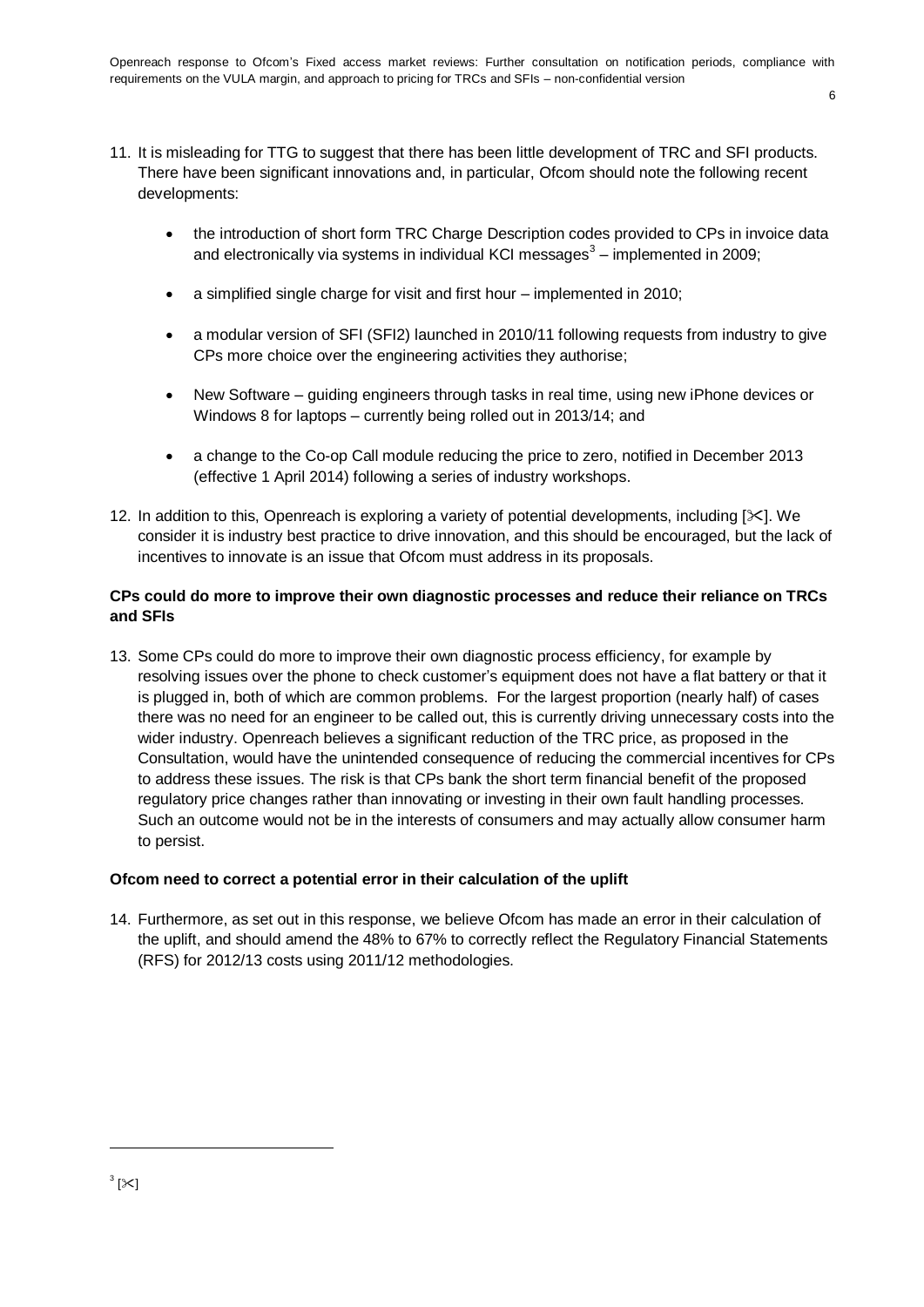11. It is misleading for TTG to suggest that there has been little development of TRC and SFI products. There have been significant innovations and, in particular, Ofcom should note the following recent developments:

    - the introduction of short form TRC Charge Description codes provided to CPs in invoice data and electronically via systems in individual KCI messages[3] – implemented in 2009;
    - a simplified single charge for visit and first hour – implemented in 2010;
    - a modular version of SFI (SFI2) launched in 2010/11 following requests from industry to give CPs more choice over the engineering activities they authorise;
    - New Software – guiding engineers through tasks in real time, using new iPhone devices or Windows 8 for laptops – currently being rolled out in 2013/14; and
    - a change to the Co-op Call module reducing the price to zero, notified in December 2013 (effective 1 April 2014) following a series of industry workshops.

12. In addition to this, Openreach is exploring a variety of potential developments, including [✂]. We consider it is industry best practice to drive innovation, and this should be encouraged, but the lack of incentives to innovate is an issue that Ofcom must address in its proposals.

**CPs could do more to improve their own diagnostic processes and reduce their reliance on TRCs and SFIs**

13. Some CPs could do more to improve their own diagnostic process efficiency, for example by resolving issues over the phone to check customer's equipment does not have a flat battery or that it is plugged in, both of which are common problems. For the largest proportion (nearly half) of cases there was no need for an engineer to be called out, this is currently driving unnecessary costs into the wider industry. Openreach believes a significant reduction of the TRC price, as proposed in the Consultation, would have the unintended consequence of reducing the commercial incentives for CPs to address these issues. The risk is that CPs bank the short term financial benefit of the proposed regulatory price changes rather than innovating or investing in their own fault handling processes. Such an outcome would not be in the interests of consumers and may actually allow consumer harm to persist.

**Ofcom need to correct a potential error in their calculation of the uplift**

14. Furthermore, as set out in this response, we believe Ofcom has made an error in their calculation of the uplift, and should amend the 48% to 67% to correctly reflect the Regulatory Financial Statements (RFS) for 2012/13 costs using 2011/12 methodologies.

[3] [✂]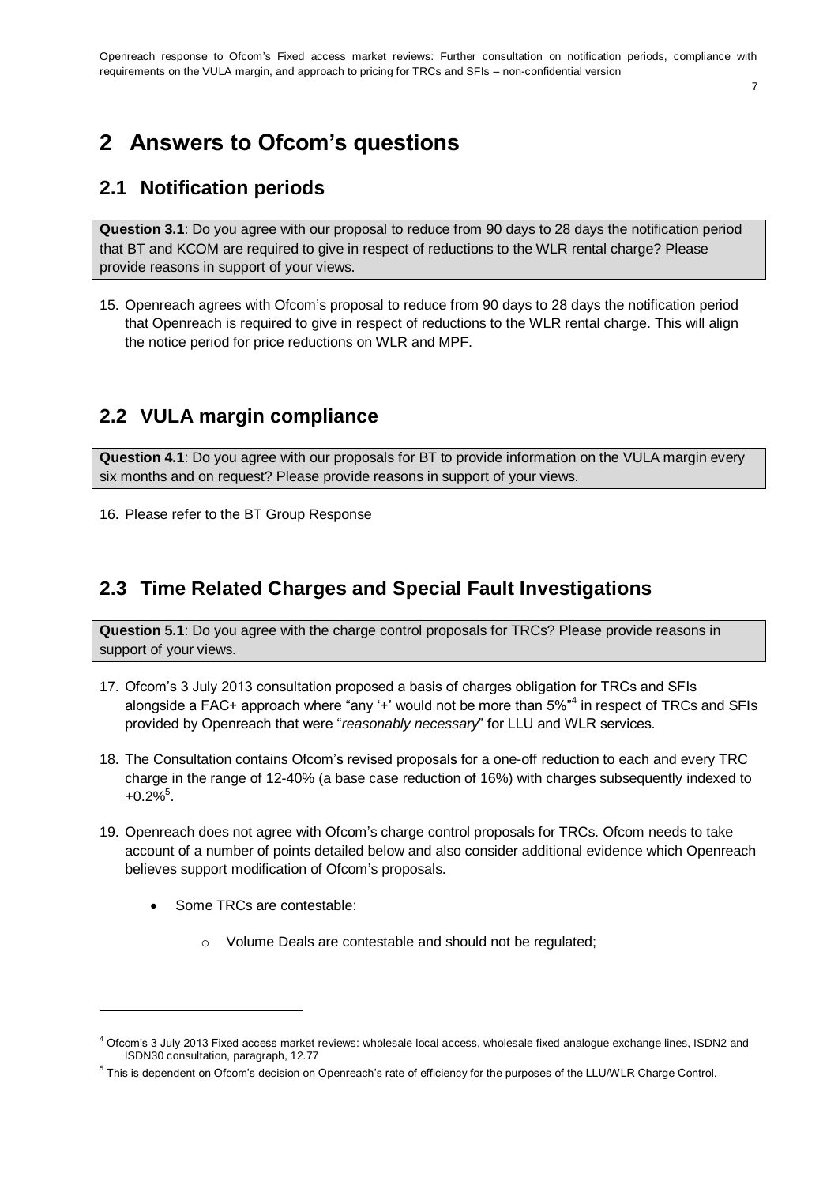# 2 Answers to Ofcom's questions

## 2.1 Notification periods

**Question 3.1**: Do you agree with our proposal to reduce from 90 days to 28 days the notification period that BT and KCOM are required to give in respect of reductions to the WLR rental charge? Please provide reasons in support of your views.

15. Openreach agrees with Ofcom's proposal to reduce from 90 days to 28 days the notification period that Openreach is required to give in respect of reductions to the WLR rental charge. This will align the notice period for price reductions on WLR and MPF.

## 2.2 VULA margin compliance

**Question 4.1**: Do you agree with our proposals for BT to provide information on the VULA margin every six months and on request? Please provide reasons in support of your views.

16. Please refer to the BT Group Response

## 2.3 Time Related Charges and Special Fault Investigations

**Question 5.1**: Do you agree with the charge control proposals for TRCs? Please provide reasons in support of your views.

17. Ofcom's 3 July 2013 consultation proposed a basis of charges obligation for TRCs and SFIs alongside a FAC+ approach where "any '+' would not be more than 5%"[4] in respect of TRCs and SFIs provided by Openreach that were "*reasonably necessary*" for LLU and WLR services.

18. The Consultation contains Ofcom's revised proposals for a one-off reduction to each and every TRC charge in the range of 12-40% (a base case reduction of 16%) with charges subsequently indexed to +0.2%[5].

19. Openreach does not agree with Ofcom's charge control proposals for TRCs. Ofcom needs to take account of a number of points detailed below and also consider additional evidence which Openreach believes support modification of Ofcom's proposals.

    - Some TRCs are contestable:
        - Volume Deals are contestable and should not be regulated;

[4] Ofcom's 3 July 2013 Fixed access market reviews: wholesale local access, wholesale fixed analogue exchange lines, ISDN2 and ISDN30 consultation, paragraph, 12.77

[5] This is dependent on Ofcom's decision on Openreach's rate of efficiency for the purposes of the LLU/WLR Charge Control.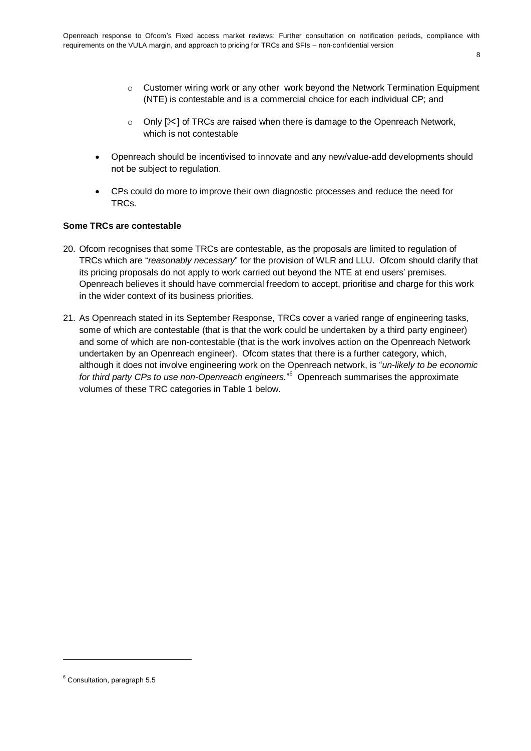- Customer wiring work or any other work beyond the Network Termination Equipment (NTE) is contestable and is a commercial choice for each individual CP; and

  - Only [✂] of TRCs are raised when there is damage to the Openreach Network, which is not contestable

- Openreach should be incentivised to innovate and any new/value-add developments should not be subject to regulation.

- CPs could do more to improve their own diagnostic processes and reduce the need for TRCs.

**Some TRCs are contestable**

20. Ofcom recognises that some TRCs are contestable, as the proposals are limited to regulation of TRCs which are "*reasonably necessary*" for the provision of WLR and LLU. Ofcom should clarify that its pricing proposals do not apply to work carried out beyond the NTE at end users' premises. Openreach believes it should have commercial freedom to accept, prioritise and charge for this work in the wider context of its business priorities.

21. As Openreach stated in its September Response, TRCs cover a varied range of engineering tasks, some of which are contestable (that is that the work could be undertaken by a third party engineer) and some of which are non-contestable (that is the work involves action on the Openreach Network undertaken by an Openreach engineer). Ofcom states that there is a further category, which, although it does not involve engineering work on the Openreach network, is "*un-likely to be economic for third party CPs to use non-Openreach engineers.*"[6] Openreach summarises the approximate volumes of these TRC categories in Table 1 below.

[6] Consultation, paragraph 5.5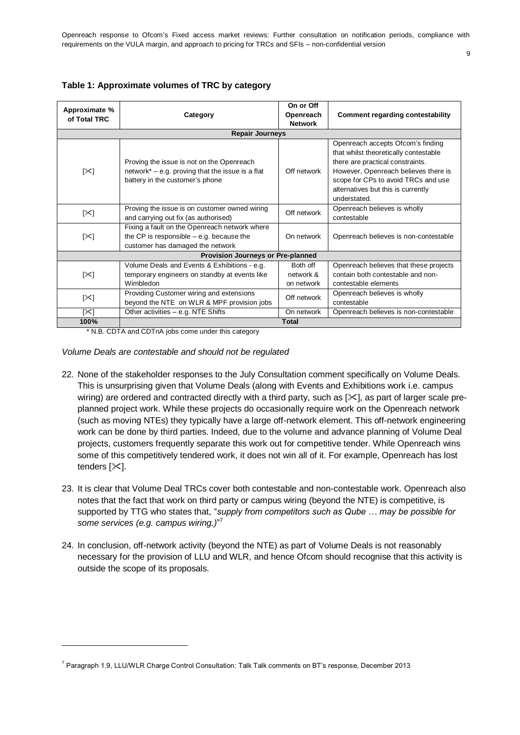**Table 1: Approximate volumes of TRC by category**

| Approximate % of Total TRC | Category | On or Off Openreach Network | Comment regarding contestability |
|---|---|---|---|
| **Repair Journeys** | | | |
| [✂] | Proving the issue is not on the Openreach network* – e.g. proving that the issue is a flat battery in the customer's phone | Off network | Openreach accepts Ofcom's finding that whilst theoretically contestable there are practical constraints. However, Openreach believes there is scope for CPs to avoid TRCs and use alternatives but this is currently understated. |
| [✂] | Proving the issue is on customer owned wiring and carrying out fix (as authorised) | Off network | Openreach believes is wholly contestable |
| [✂] | Fixing a fault on the Openreach network where the CP is responsible – e.g. because the customer has damaged the network | On network | Openreach believes is non-contestable |
| **Provision Journeys or Pre-planned** | | | |
| [✂] | Volume Deals and Events & Exhibitions - e.g. temporary engineers on standby at events like Wimbledon | Both off network & on network | Openreach believes that these projects contain both contestable and non-contestable elements |
| [✂] | Providing Customer wiring and extensions beyond the NTE on WLR & MPF provision jobs | Off network | Openreach believes is wholly contestable |
| [✂] | Other activities – e.g. NTE Shifts | On network | Openreach believes is non-contestable |
| **100%** | **Total** | | |

\* N.B. CDTA and CDTnA jobs come under this category

*Volume Deals are contestable and should not be regulated*

22. None of the stakeholder responses to the July Consultation comment specifically on Volume Deals. This is unsurprising given that Volume Deals (along with Events and Exhibitions work i.e. campus wiring) are ordered and contracted directly with a third party, such as [✂], as part of larger scale pre-planned project work. While these projects do occasionally require work on the Openreach network (such as moving NTEs) they typically have a large off-network element. This off-network engineering work can be done by third parties. Indeed, due to the volume and advance planning of Volume Deal projects, customers frequently separate this work out for competitive tender. While Openreach wins some of this competitively tendered work, it does not win all of it. For example, Openreach has lost tenders [✂].

23. It is clear that Volume Deal TRCs cover both contestable and non-contestable work. Openreach also notes that the fact that work on third party or campus wiring (beyond the NTE) is competitive, is supported by TTG who states that, "*supply from competitors such as Qube … may be possible for some services (e.g. campus wiring.)*"[7]

24. In conclusion, off-network activity (beyond the NTE) as part of Volume Deals is not reasonably necessary for the provision of LLU and WLR, and hence Ofcom should recognise that this activity is outside the scope of its proposals.

[7] Paragraph 1.9, LLU/WLR Charge Control Consultation: Talk Talk comments on BT's response, December 2013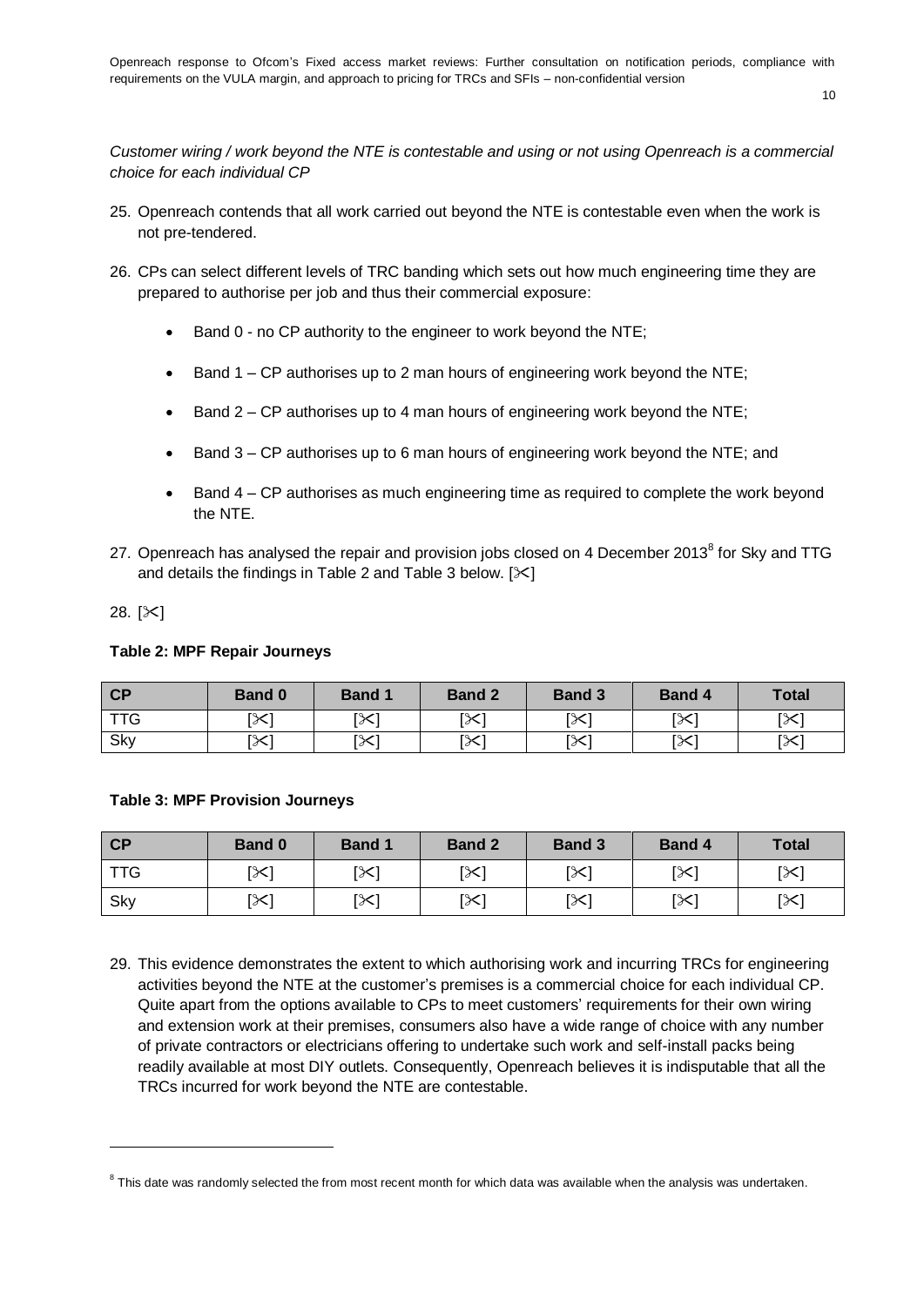*Customer wiring / work beyond the NTE is contestable and using or not using Openreach is a commercial choice for each individual CP*

25. Openreach contends that all work carried out beyond the NTE is contestable even when the work is not pre-tendered.

26. CPs can select different levels of TRC banding which sets out how much engineering time they are prepared to authorise per job and thus their commercial exposure:

    - Band 0 - no CP authority to the engineer to work beyond the NTE;
    - Band 1 – CP authorises up to 2 man hours of engineering work beyond the NTE;
    - Band 2 – CP authorises up to 4 man hours of engineering work beyond the NTE;
    - Band 3 – CP authorises up to 6 man hours of engineering work beyond the NTE; and
    - Band 4 – CP authorises as much engineering time as required to complete the work beyond the NTE.

27. Openreach has analysed the repair and provision jobs closed on 4 December 2013[8] for Sky and TTG and details the findings in Table 2 and Table 3 below. [✂]

28. [✂]

**Table 2: MPF Repair Journeys**

| CP | Band 0 | Band 1 | Band 2 | Band 3 | Band 4 | Total |
|---|---|---|---|---|---|---|
| TTG | [✂] | [✂] | [✂] | [✂] | [✂] | [✂] |
| Sky | [✂] | [✂] | [✂] | [✂] | [✂] | [✂] |

**Table 3: MPF Provision Journeys**

| CP | Band 0 | Band 1 | Band 2 | Band 3 | Band 4 | Total |
|---|---|---|---|---|---|---|
| TTG | [✂] | [✂] | [✂] | [✂] | [✂] | [✂] |
| Sky | [✂] | [✂] | [✂] | [✂] | [✂] | [✂] |

29. This evidence demonstrates the extent to which authorising work and incurring TRCs for engineering activities beyond the NTE at the customer's premises is a commercial choice for each individual CP. Quite apart from the options available to CPs to meet customers' requirements for their own wiring and extension work at their premises, consumers also have a wide range of choice with any number of private contractors or electricians offering to undertake such work and self-install packs being readily available at most DIY outlets. Consequently, Openreach believes it is indisputable that all the TRCs incurred for work beyond the NTE are contestable.

[8] This date was randomly selected the from most recent month for which data was available when the analysis was undertaken.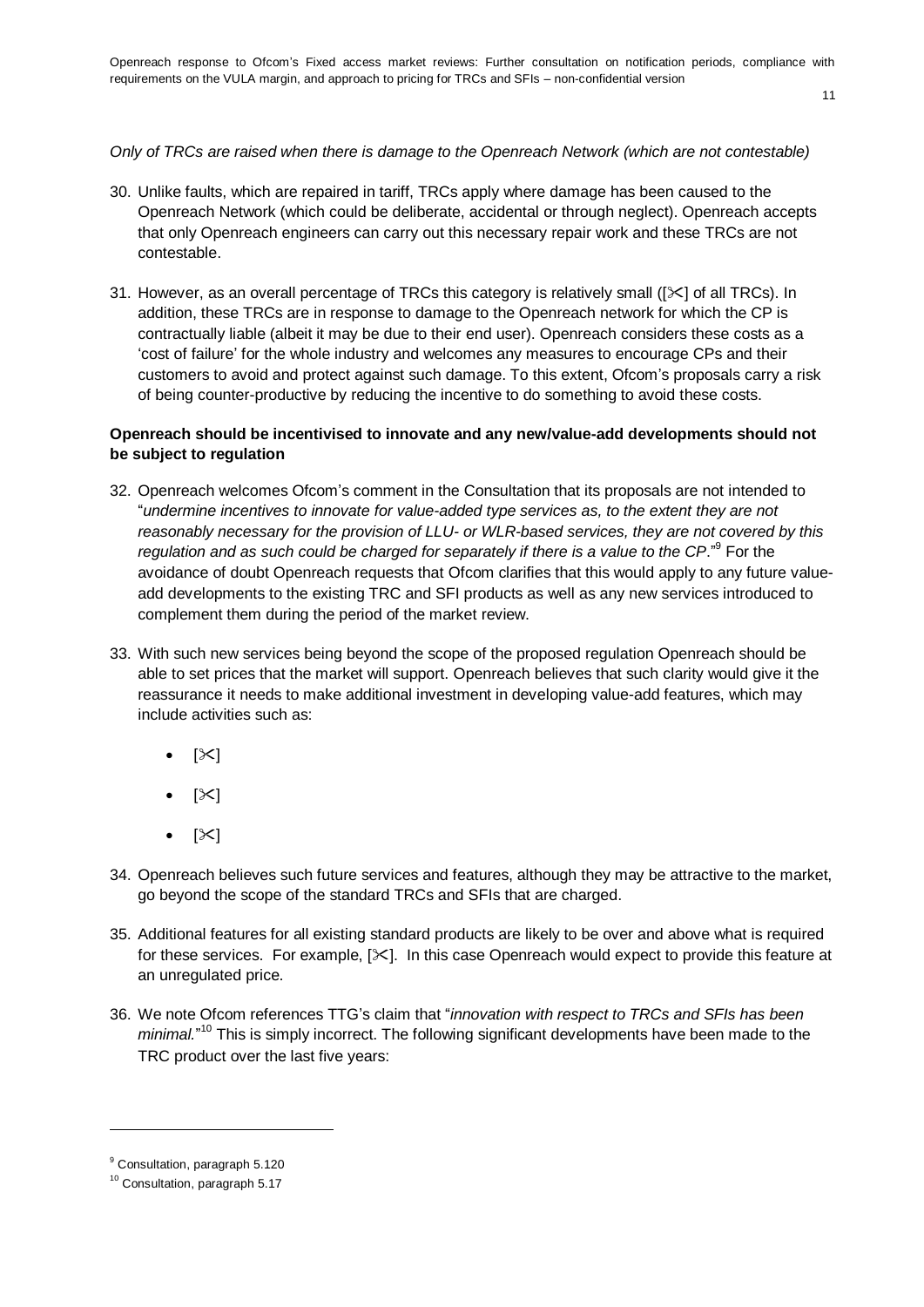*Only of TRCs are raised when there is damage to the Openreach Network (which are not contestable)*

30. Unlike faults, which are repaired in tariff, TRCs apply where damage has been caused to the Openreach Network (which could be deliberate, accidental or through neglect). Openreach accepts that only Openreach engineers can carry out this necessary repair work and these TRCs are not contestable.

31. However, as an overall percentage of TRCs this category is relatively small ([✂] of all TRCs). In addition, these TRCs are in response to damage to the Openreach network for which the CP is contractually liable (albeit it may be due to their end user). Openreach considers these costs as a 'cost of failure' for the whole industry and welcomes any measures to encourage CPs and their customers to avoid and protect against such damage. To this extent, Ofcom's proposals carry a risk of being counter-productive by reducing the incentive to do something to avoid these costs.

**Openreach should be incentivised to innovate and any new/value-add developments should not be subject to regulation**

32. Openreach welcomes Ofcom's comment in the Consultation that its proposals are not intended to "*undermine incentives to innovate for value-added type services as, to the extent they are not reasonably necessary for the provision of LLU- or WLR-based services, they are not covered by this regulation and as such could be charged for separately if there is a value to the CP*."[9] For the avoidance of doubt Openreach requests that Ofcom clarifies that this would apply to any future value-add developments to the existing TRC and SFI products as well as any new services introduced to complement them during the period of the market review.

33. With such new services being beyond the scope of the proposed regulation Openreach should be able to set prices that the market will support. Openreach believes that such clarity would give it the reassurance it needs to make additional investment in developing value-add features, which may include activities such as:

    - [✂]
    - [✂]
    - [✂]

34. Openreach believes such future services and features, although they may be attractive to the market, go beyond the scope of the standard TRCs and SFIs that are charged.

35. Additional features for all existing standard products are likely to be over and above what is required for these services. For example, [✂]. In this case Openreach would expect to provide this feature at an unregulated price.

36. We note Ofcom references TTG's claim that "*innovation with respect to TRCs and SFIs has been minimal.*"[10] This is simply incorrect. The following significant developments have been made to the TRC product over the last five years:

---

[9] Consultation, paragraph 5.120

[10] Consultation, paragraph 5.17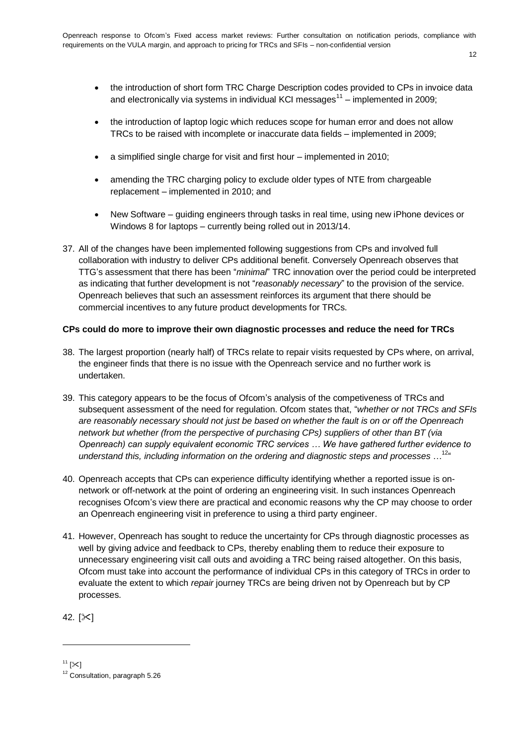- the introduction of short form TRC Charge Description codes provided to CPs in invoice data and electronically via systems in individual KCI messages[11] – implemented in 2009;
- the introduction of laptop logic which reduces scope for human error and does not allow TRCs to be raised with incomplete or inaccurate data fields – implemented in 2009;
- a simplified single charge for visit and first hour – implemented in 2010;
- amending the TRC charging policy to exclude older types of NTE from chargeable replacement – implemented in 2010; and
- New Software – guiding engineers through tasks in real time, using new iPhone devices or Windows 8 for laptops – currently being rolled out in 2013/14.

37. All of the changes have been implemented following suggestions from CPs and involved full collaboration with industry to deliver CPs additional benefit. Conversely Openreach observes that TTG's assessment that there has been "*minimal*" TRC innovation over the period could be interpreted as indicating that further development is not "*reasonably necessary*" to the provision of the service. Openreach believes that such an assessment reinforces its argument that there should be commercial incentives to any future product developments for TRCs.

**CPs could do more to improve their own diagnostic processes and reduce the need for TRCs**

38. The largest proportion (nearly half) of TRCs relate to repair visits requested by CPs where, on arrival, the engineer finds that there is no issue with the Openreach service and no further work is undertaken.

39. This category appears to be the focus of Ofcom's analysis of the competiveness of TRCs and subsequent assessment of the need for regulation. Ofcom states that, "*whether or not TRCs and SFIs are reasonably necessary should not just be based on whether the fault is on or off the Openreach network but whether (from the perspective of purchasing CPs) suppliers of other than BT (via Openreach) can supply equivalent economic TRC services … We have gathered further evidence to understand this, including information on the ordering and diagnostic steps and processes* …[12]"

40. Openreach accepts that CPs can experience difficulty identifying whether a reported issue is on-network or off-network at the point of ordering an engineering visit. In such instances Openreach recognises Ofcom's view there are practical and economic reasons why the CP may choose to order an Openreach engineering visit in preference to using a third party engineer.

41. However, Openreach has sought to reduce the uncertainty for CPs through diagnostic processes as well by giving advice and feedback to CPs, thereby enabling them to reduce their exposure to unnecessary engineering visit call outs and avoiding a TRC being raised altogether. On this basis, Ofcom must take into account the performance of individual CPs in this category of TRCs in order to evaluate the extent to which *repair* journey TRCs are being driven not by Openreach but by CP processes.

42. [✂]

---

[11] [✂]

[12] Consultation, paragraph 5.26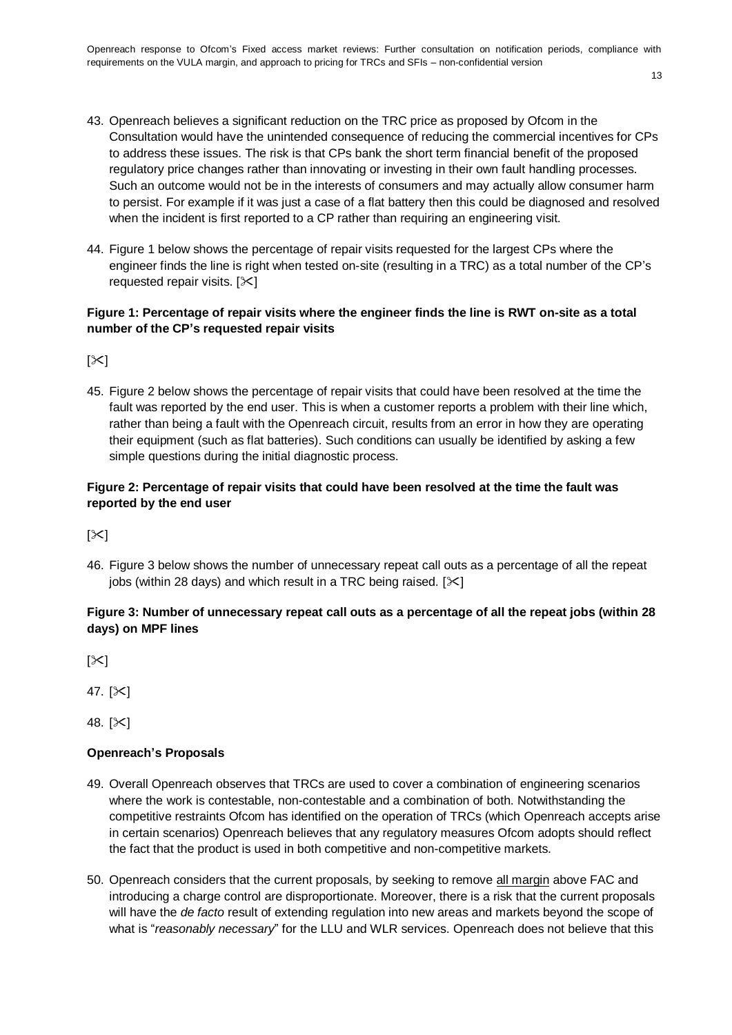43. Openreach believes a significant reduction on the TRC price as proposed by Ofcom in the Consultation would have the unintended consequence of reducing the commercial incentives for CPs to address these issues. The risk is that CPs bank the short term financial benefit of the proposed regulatory price changes rather than innovating or investing in their own fault handling processes. Such an outcome would not be in the interests of consumers and may actually allow consumer harm to persist. For example if it was just a case of a flat battery then this could be diagnosed and resolved when the incident is first reported to a CP rather than requiring an engineering visit.

44. Figure 1 below shows the percentage of repair visits requested for the largest CPs where the engineer finds the line is right when tested on-site (resulting in a TRC) as a total number of the CP's requested repair visits. [✂]

**Figure 1: Percentage of repair visits where the engineer finds the line is RWT on-site as a total number of the CP's requested repair visits**

[✂]

45. Figure 2 below shows the percentage of repair visits that could have been resolved at the time the fault was reported by the end user. This is when a customer reports a problem with their line which, rather than being a fault with the Openreach circuit, results from an error in how they are operating their equipment (such as flat batteries). Such conditions can usually be identified by asking a few simple questions during the initial diagnostic process.

**Figure 2: Percentage of repair visits that could have been resolved at the time the fault was reported by the end user**

[✂]

46. Figure 3 below shows the number of unnecessary repeat call outs as a percentage of all the repeat jobs (within 28 days) and which result in a TRC being raised. [✂]

**Figure 3: Number of unnecessary repeat call outs as a percentage of all the repeat jobs (within 28 days) on MPF lines**

[✂]

47. [✂]

48. [✂]

**Openreach's Proposals**

49. Overall Openreach observes that TRCs are used to cover a combination of engineering scenarios where the work is contestable, non-contestable and a combination of both. Notwithstanding the competitive restraints Ofcom has identified on the operation of TRCs (which Openreach accepts arise in certain scenarios) Openreach believes that any regulatory measures Ofcom adopts should reflect the fact that the product is used in both competitive and non-competitive markets.

50. Openreach considers that the current proposals, by seeking to remove all margin above FAC and introducing a charge control are disproportionate. Moreover, there is a risk that the current proposals will have the *de facto* result of extending regulation into new areas and markets beyond the scope of what is "*reasonably necessary*" for the LLU and WLR services. Openreach does not believe that this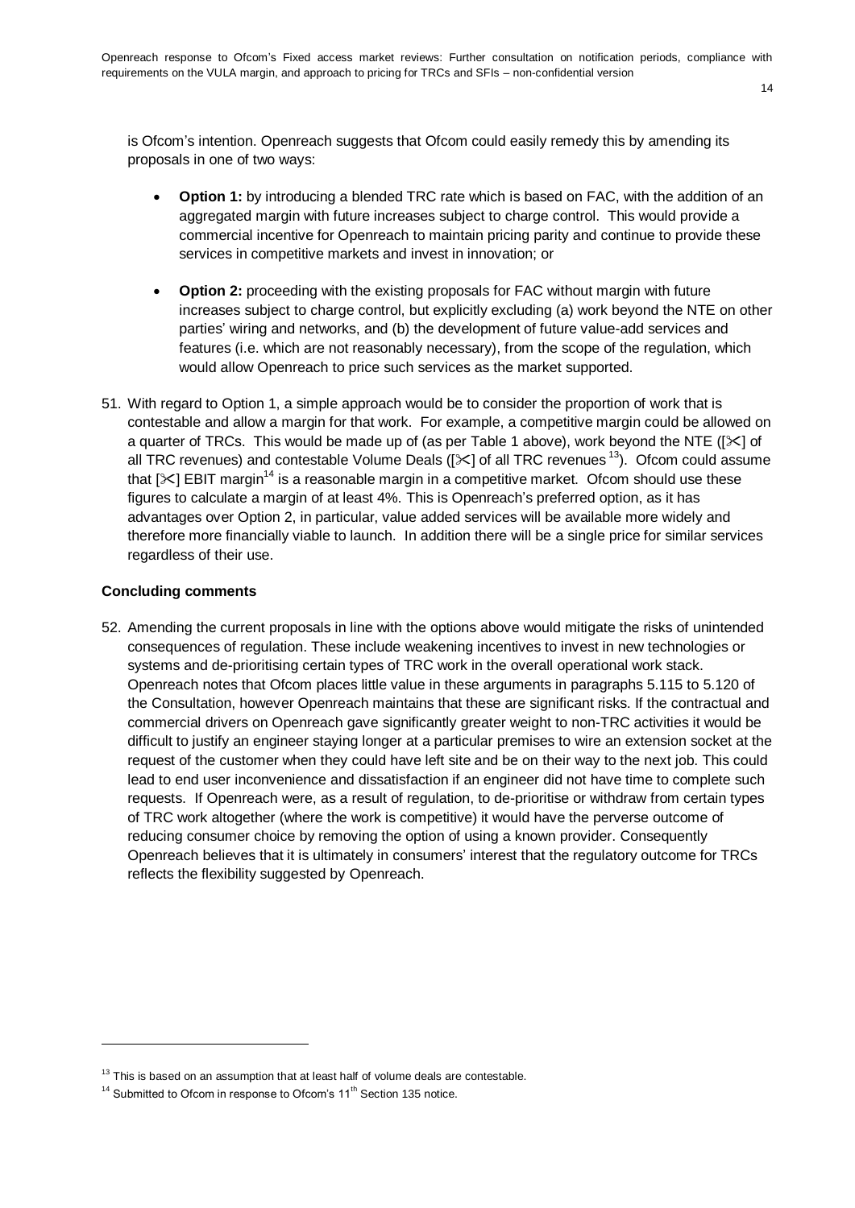is Ofcom's intention. Openreach suggests that Ofcom could easily remedy this by amending its proposals in one of two ways:

- **Option 1:** by introducing a blended TRC rate which is based on FAC, with the addition of an aggregated margin with future increases subject to charge control. This would provide a commercial incentive for Openreach to maintain pricing parity and continue to provide these services in competitive markets and invest in innovation; or

- **Option 2:** proceeding with the existing proposals for FAC without margin with future increases subject to charge control, but explicitly excluding (a) work beyond the NTE on other parties' wiring and networks, and (b) the development of future value-add services and features (i.e. which are not reasonably necessary), from the scope of the regulation, which would allow Openreach to price such services as the market supported.

51. With regard to Option 1, a simple approach would be to consider the proportion of work that is contestable and allow a margin for that work. For example, a competitive margin could be allowed on a quarter of TRCs. This would be made up of (as per Table 1 above), work beyond the NTE ([✂] of all TRC revenues) and contestable Volume Deals ([✂] of all TRC revenues[13]). Ofcom could assume that [✂] EBIT margin[14] is a reasonable margin in a competitive market. Ofcom should use these figures to calculate a margin of at least 4%. This is Openreach's preferred option, as it has advantages over Option 2, in particular, value added services will be available more widely and therefore more financially viable to launch. In addition there will be a single price for similar services regardless of their use.

**Concluding comments**

52. Amending the current proposals in line with the options above would mitigate the risks of unintended consequences of regulation. These include weakening incentives to invest in new technologies or systems and de-prioritising certain types of TRC work in the overall operational work stack. Openreach notes that Ofcom places little value in these arguments in paragraphs 5.115 to 5.120 of the Consultation, however Openreach maintains that these are significant risks. If the contractual and commercial drivers on Openreach gave significantly greater weight to non-TRC activities it would be difficult to justify an engineer staying longer at a particular premises to wire an extension socket at the request of the customer when they could have left site and be on their way to the next job. This could lead to end user inconvenience and dissatisfaction if an engineer did not have time to complete such requests. If Openreach were, as a result of regulation, to de-prioritise or withdraw from certain types of TRC work altogether (where the work is competitive) it would have the perverse outcome of reducing consumer choice by removing the option of using a known provider. Consequently Openreach believes that it is ultimately in consumers' interest that the regulatory outcome for TRCs reflects the flexibility suggested by Openreach.

---

[13] This is based on an assumption that at least half of volume deals are contestable.

[14] Submitted to Ofcom in response to Ofcom's 11th Section 135 notice.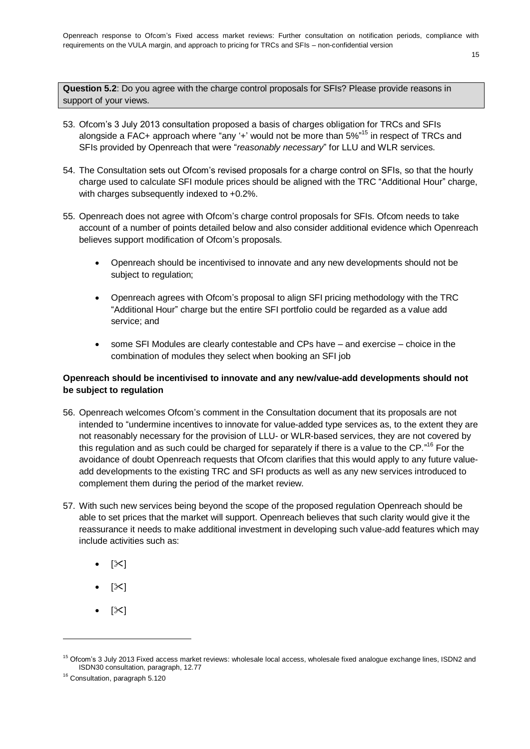**Question 5.2**: Do you agree with the charge control proposals for SFIs? Please provide reasons in support of your views.

53. Ofcom's 3 July 2013 consultation proposed a basis of charges obligation for TRCs and SFIs alongside a FAC+ approach where "any '+' would not be more than 5%"[15] in respect of TRCs and SFIs provided by Openreach that were "*reasonably necessary*" for LLU and WLR services.

54. The Consultation sets out Ofcom's revised proposals for a charge control on SFIs, so that the hourly charge used to calculate SFI module prices should be aligned with the TRC "Additional Hour" charge, with charges subsequently indexed to +0.2%.

55. Openreach does not agree with Ofcom's charge control proposals for SFIs. Ofcom needs to take account of a number of points detailed below and also consider additional evidence which Openreach believes support modification of Ofcom's proposals.

    - Openreach should be incentivised to innovate and any new developments should not be subject to regulation;
    - Openreach agrees with Ofcom's proposal to align SFI pricing methodology with the TRC "Additional Hour" charge but the entire SFI portfolio could be regarded as a value add service; and
    - some SFI Modules are clearly contestable and CPs have – and exercise – choice in the combination of modules they select when booking an SFI job

**Openreach should be incentivised to innovate and any new/value-add developments should not be subject to regulation**

56. Openreach welcomes Ofcom's comment in the Consultation document that its proposals are not intended to "undermine incentives to innovate for value-added type services as, to the extent they are not reasonably necessary for the provision of LLU- or WLR-based services, they are not covered by this regulation and as such could be charged for separately if there is a value to the CP."[16] For the avoidance of doubt Openreach requests that Ofcom clarifies that this would apply to any future value-add developments to the existing TRC and SFI products as well as any new services introduced to complement them during the period of the market review.

57. With such new services being beyond the scope of the proposed regulation Openreach should be able to set prices that the market will support. Openreach believes that such clarity would give it the reassurance it needs to make additional investment in developing such value-add features which may include activities such as:

    - [✂]
    - [✂]
    - [✂]

[15] Ofcom's 3 July 2013 Fixed access market reviews: wholesale local access, wholesale fixed analogue exchange lines, ISDN2 and ISDN30 consultation, paragraph, 12.77

[16] Consultation, paragraph 5.120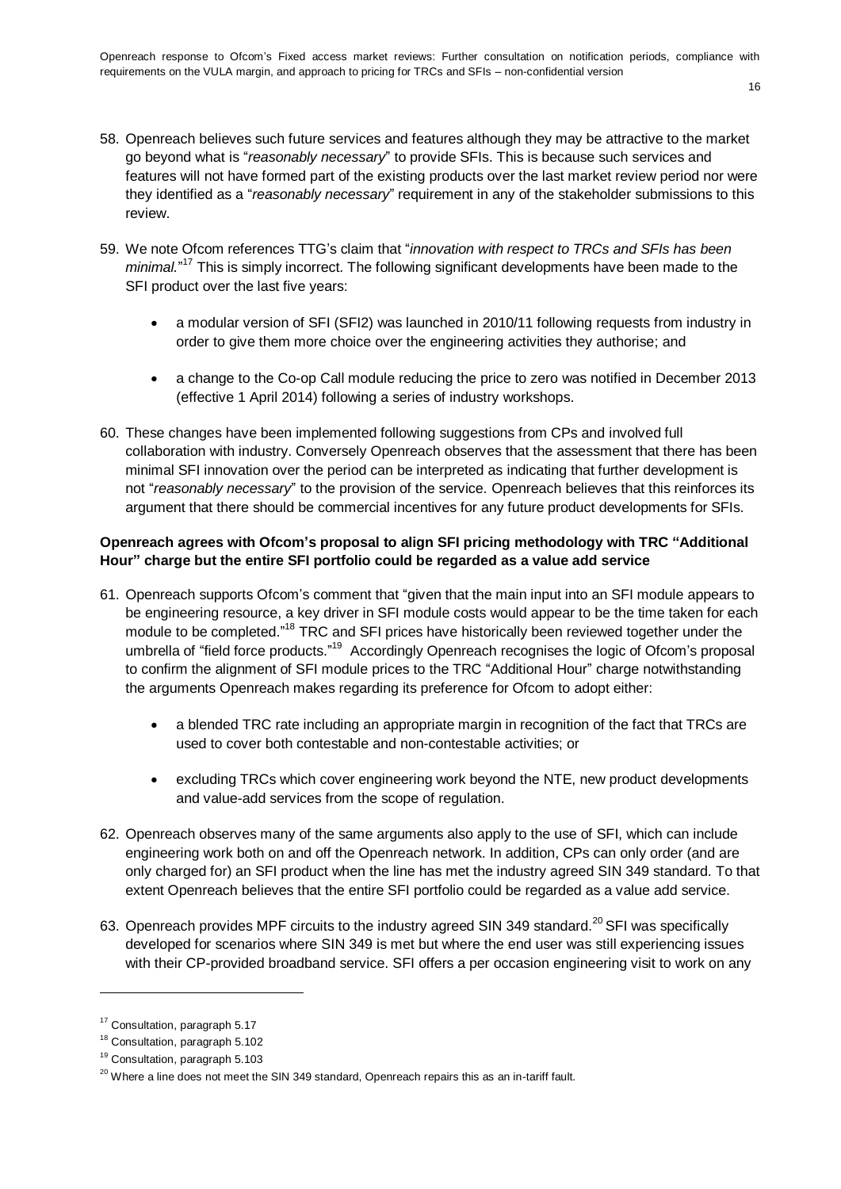58. Openreach believes such future services and features although they may be attractive to the market go beyond what is "*reasonably necessary*" to provide SFIs. This is because such services and features will not have formed part of the existing products over the last market review period nor were they identified as a "*reasonably necessary*" requirement in any of the stakeholder submissions to this review.

59. We note Ofcom references TTG's claim that "*innovation with respect to TRCs and SFIs has been minimal.*"[17] This is simply incorrect. The following significant developments have been made to the SFI product over the last five years:

    - a modular version of SFI (SFI2) was launched in 2010/11 following requests from industry in order to give them more choice over the engineering activities they authorise; and

    - a change to the Co-op Call module reducing the price to zero was notified in December 2013 (effective 1 April 2014) following a series of industry workshops.

60. These changes have been implemented following suggestions from CPs and involved full collaboration with industry. Conversely Openreach observes that the assessment that there has been minimal SFI innovation over the period can be interpreted as indicating that further development is not "*reasonably necessary*" to the provision of the service. Openreach believes that this reinforces its argument that there should be commercial incentives for any future product developments for SFIs.

**Openreach agrees with Ofcom's proposal to align SFI pricing methodology with TRC "Additional Hour" charge but the entire SFI portfolio could be regarded as a value add service**

61. Openreach supports Ofcom's comment that "given that the main input into an SFI module appears to be engineering resource, a key driver in SFI module costs would appear to be the time taken for each module to be completed."[18] TRC and SFI prices have historically been reviewed together under the umbrella of "field force products."[19] Accordingly Openreach recognises the logic of Ofcom's proposal to confirm the alignment of SFI module prices to the TRC "Additional Hour" charge notwithstanding the arguments Openreach makes regarding its preference for Ofcom to adopt either:

    - a blended TRC rate including an appropriate margin in recognition of the fact that TRCs are used to cover both contestable and non-contestable activities; or

    - excluding TRCs which cover engineering work beyond the NTE, new product developments and value-add services from the scope of regulation.

62. Openreach observes many of the same arguments also apply to the use of SFI, which can include engineering work both on and off the Openreach network. In addition, CPs can only order (and are only charged for) an SFI product when the line has met the industry agreed SIN 349 standard. To that extent Openreach believes that the entire SFI portfolio could be regarded as a value add service.

63. Openreach provides MPF circuits to the industry agreed SIN 349 standard.[20] SFI was specifically developed for scenarios where SIN 349 is met but where the end user was still experiencing issues with their CP-provided broadband service. SFI offers a per occasion engineering visit to work on any

---

[17] Consultation, paragraph 5.17

[18] Consultation, paragraph 5.102

[19] Consultation, paragraph 5.103

[20] Where a line does not meet the SIN 349 standard, Openreach repairs this as an in-tariff fault.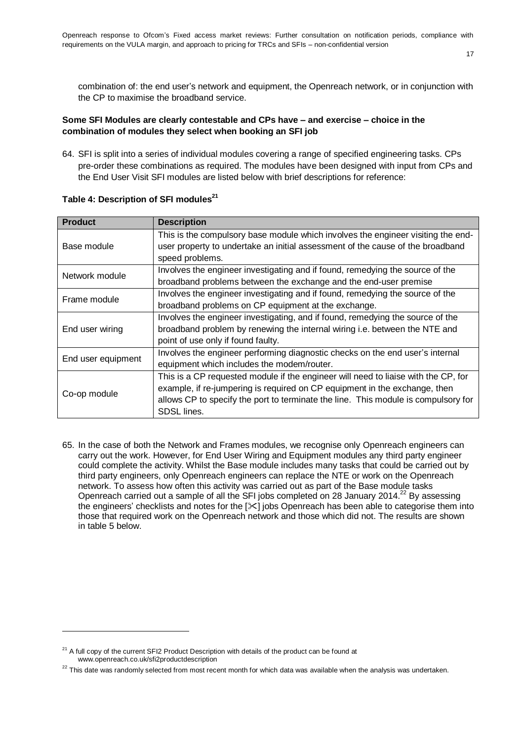combination of: the end user's network and equipment, the Openreach network, or in conjunction with the CP to maximise the broadband service.

**Some SFI Modules are clearly contestable and CPs have – and exercise – choice in the combination of modules they select when booking an SFI job**

64. SFI is split into a series of individual modules covering a range of specified engineering tasks. CPs pre-order these combinations as required. The modules have been designed with input from CPs and the End User Visit SFI modules are listed below with brief descriptions for reference:

**Table 4: Description of SFI modules[21]**

| Product | Description |
| --- | --- |
| Base module | This is the compulsory base module which involves the engineer visiting the end-user property to undertake an initial assessment of the cause of the broadband speed problems. |
| Network module | Involves the engineer investigating and if found, remedying the source of the broadband problems between the exchange and the end-user premise |
| Frame module | Involves the engineer investigating and if found, remedying the source of the broadband problems on CP equipment at the exchange. |
| End user wiring | Involves the engineer investigating, and if found, remedying the source of the broadband problem by renewing the internal wiring i.e. between the NTE and point of use only if found faulty. |
| End user equipment | Involves the engineer performing diagnostic checks on the end user's internal equipment which includes the modem/router. |
| Co-op module | This is a CP requested module if the engineer will need to liaise with the CP, for example, if re-jumpering is required on CP equipment in the exchange, then allows CP to specify the port to terminate the line. This module is compulsory for SDSL lines. |

65. In the case of both the Network and Frames modules, we recognise only Openreach engineers can carry out the work. However, for End User Wiring and Equipment modules any third party engineer could complete the activity. Whilst the Base module includes many tasks that could be carried out by third party engineers, only Openreach engineers can replace the NTE or work on the Openreach network. To assess how often this activity was carried out as part of the Base module tasks Openreach carried out a sample of all the SFI jobs completed on 28 January 2014.[22] By assessing the engineers' checklists and notes for the [✂] jobs Openreach has been able to categorise them into those that required work on the Openreach network and those which did not. The results are shown in table 5 below.

[21] A full copy of the current SFI2 Product Description with details of the product can be found at www.openreach.co.uk/sfi2productdescription

[22] This date was randomly selected from most recent month for which data was available when the analysis was undertaken.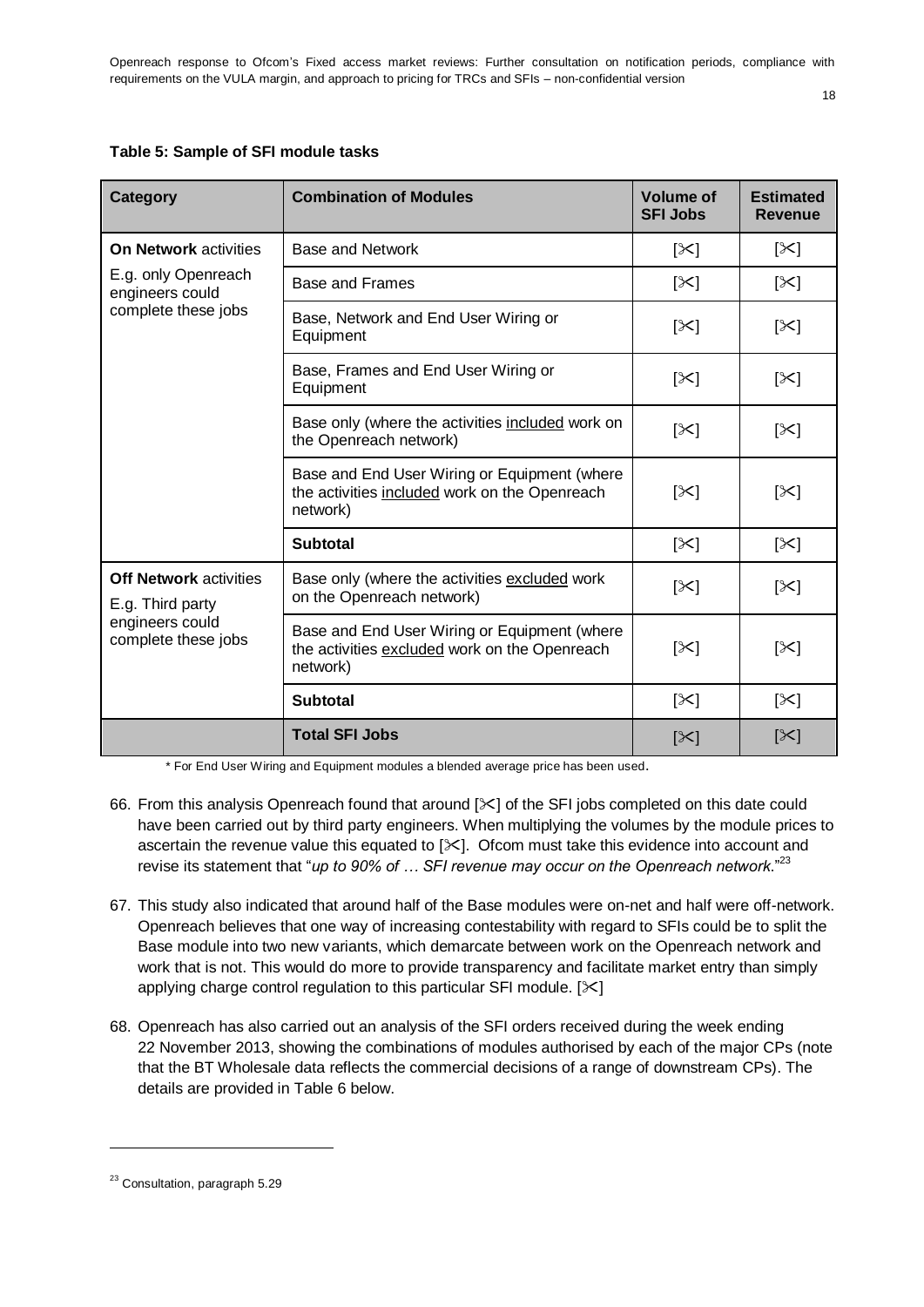**Table 5: Sample of SFI module tasks**

| Category | Combination of Modules | Volume of SFI Jobs | Estimated Revenue |
|---|---|---|---|
| **On Network** activities<br>E.g. only Openreach engineers could complete these jobs | Base and Network | [✂] | [✂] |
| | Base and Frames | [✂] | [✂] |
| | Base, Network and End User Wiring or Equipment | [✂] | [✂] |
| | Base, Frames and End User Wiring or Equipment | [✂] | [✂] |
| | Base only (where the activities <u>included</u> work on the Openreach network) | [✂] | [✂] |
| | Base and End User Wiring or Equipment (where the activities <u>included</u> work on the Openreach network) | [✂] | [✂] |
| | **Subtotal** | [✂] | [✂] |
| **Off Network** activities<br>E.g. Third party engineers could complete these jobs | Base only (where the activities <u>excluded</u> work on the Openreach network) | [✂] | [✂] |
| | Base and End User Wiring or Equipment (where the activities <u>excluded</u> work on the Openreach network) | [✂] | [✂] |
| | **Subtotal** | [✂] | [✂] |
| | **Total SFI Jobs** | [✂] | [✂] |

\* For End User Wiring and Equipment modules a blended average price has been used.

66. From this analysis Openreach found that around [✂] of the SFI jobs completed on this date could have been carried out by third party engineers. When multiplying the volumes by the module prices to ascertain the revenue value this equated to [✂]. Ofcom must take this evidence into account and revise its statement that "*up to 90% of … SFI revenue may occur on the Openreach network.*"[23]

67. This study also indicated that around half of the Base modules were on-net and half were off-network. Openreach believes that one way of increasing contestability with regard to SFIs could be to split the Base module into two new variants, which demarcate between work on the Openreach network and work that is not. This would do more to provide transparency and facilitate market entry than simply applying charge control regulation to this particular SFI module. [✂]

68. Openreach has also carried out an analysis of the SFI orders received during the week ending 22 November 2013, showing the combinations of modules authorised by each of the major CPs (note that the BT Wholesale data reflects the commercial decisions of a range of downstream CPs). The details are provided in Table 6 below.

[23] Consultation, paragraph 5.29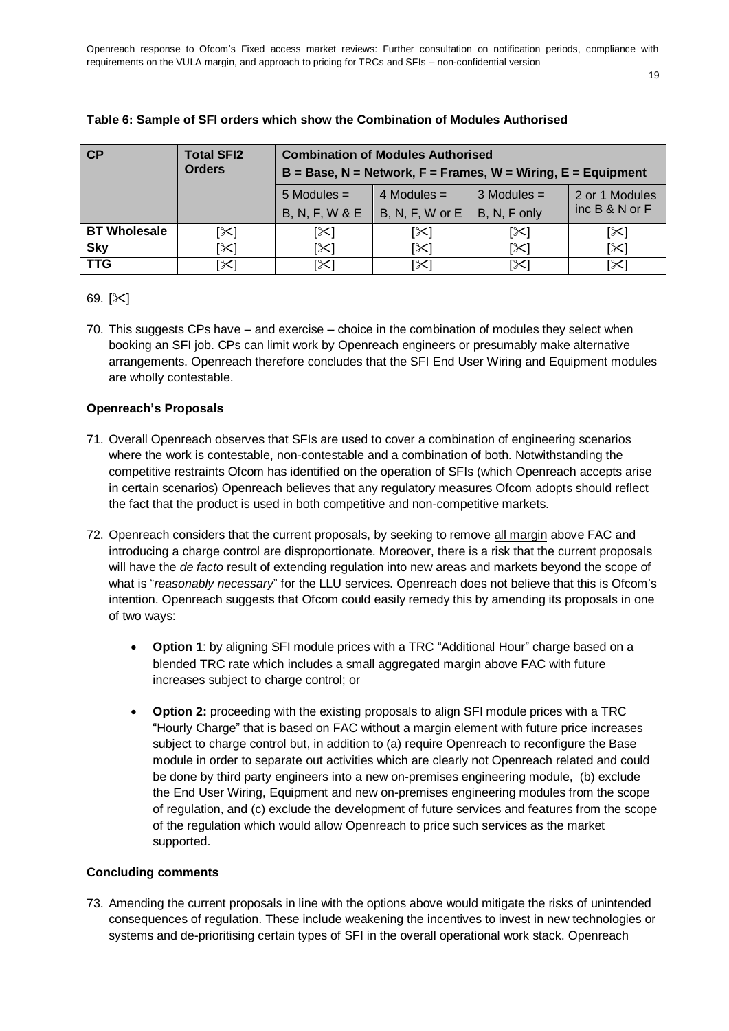**Table 6: Sample of SFI orders which show the Combination of Modules Authorised**

| CP | Total SFI2 Orders | Combination of Modules Authorised B = Base, N = Network, F = Frames, W = Wiring, E = Equipment | | | |
|---|---|---|---|---|---|
| | | 5 Modules = B, N, F, W & E | 4 Modules = B, N, F, W or E | 3 Modules = B, N, F only | 2 or 1 Modules inc B & N or F |
| **BT Wholesale** | [✂] | [✂] | [✂] | [✂] | [✂] |
| **Sky** | [✂] | [✂] | [✂] | [✂] | [✂] |
| **TTG** | [✂] | [✂] | [✂] | [✂] | [✂] |

69. [✂]

70. This suggests CPs have – and exercise – choice in the combination of modules they select when booking an SFI job. CPs can limit work by Openreach engineers or presumably make alternative arrangements. Openreach therefore concludes that the SFI End User Wiring and Equipment modules are wholly contestable.

**Openreach's Proposals**

71. Overall Openreach observes that SFIs are used to cover a combination of engineering scenarios where the work is contestable, non-contestable and a combination of both. Notwithstanding the competitive restraints Ofcom has identified on the operation of SFIs (which Openreach accepts arise in certain scenarios) Openreach believes that any regulatory measures Ofcom adopts should reflect the fact that the product is used in both competitive and non-competitive markets.

72. Openreach considers that the current proposals, by seeking to remove all margin above FAC and introducing a charge control are disproportionate. Moreover, there is a risk that the current proposals will have the *de facto* result of extending regulation into new areas and markets beyond the scope of what is "*reasonably necessary*" for the LLU services. Openreach does not believe that this is Ofcom's intention. Openreach suggests that Ofcom could easily remedy this by amending its proposals in one of two ways:

    - **Option 1**: by aligning SFI module prices with a TRC "Additional Hour" charge based on a blended TRC rate which includes a small aggregated margin above FAC with future increases subject to charge control; or

    - **Option 2:** proceeding with the existing proposals to align SFI module prices with a TRC "Hourly Charge" that is based on FAC without a margin element with future price increases subject to charge control but, in addition to (a) require Openreach to reconfigure the Base module in order to separate out activities which are clearly not Openreach related and could be done by third party engineers into a new on-premises engineering module, (b) exclude the End User Wiring, Equipment and new on-premises engineering modules from the scope of regulation, and (c) exclude the development of future services and features from the scope of the regulation which would allow Openreach to price such services as the market supported.

**Concluding comments**

73. Amending the current proposals in line with the options above would mitigate the risks of unintended consequences of regulation. These include weakening the incentives to invest in new technologies or systems and de-prioritising certain types of SFI in the overall operational work stack. Openreach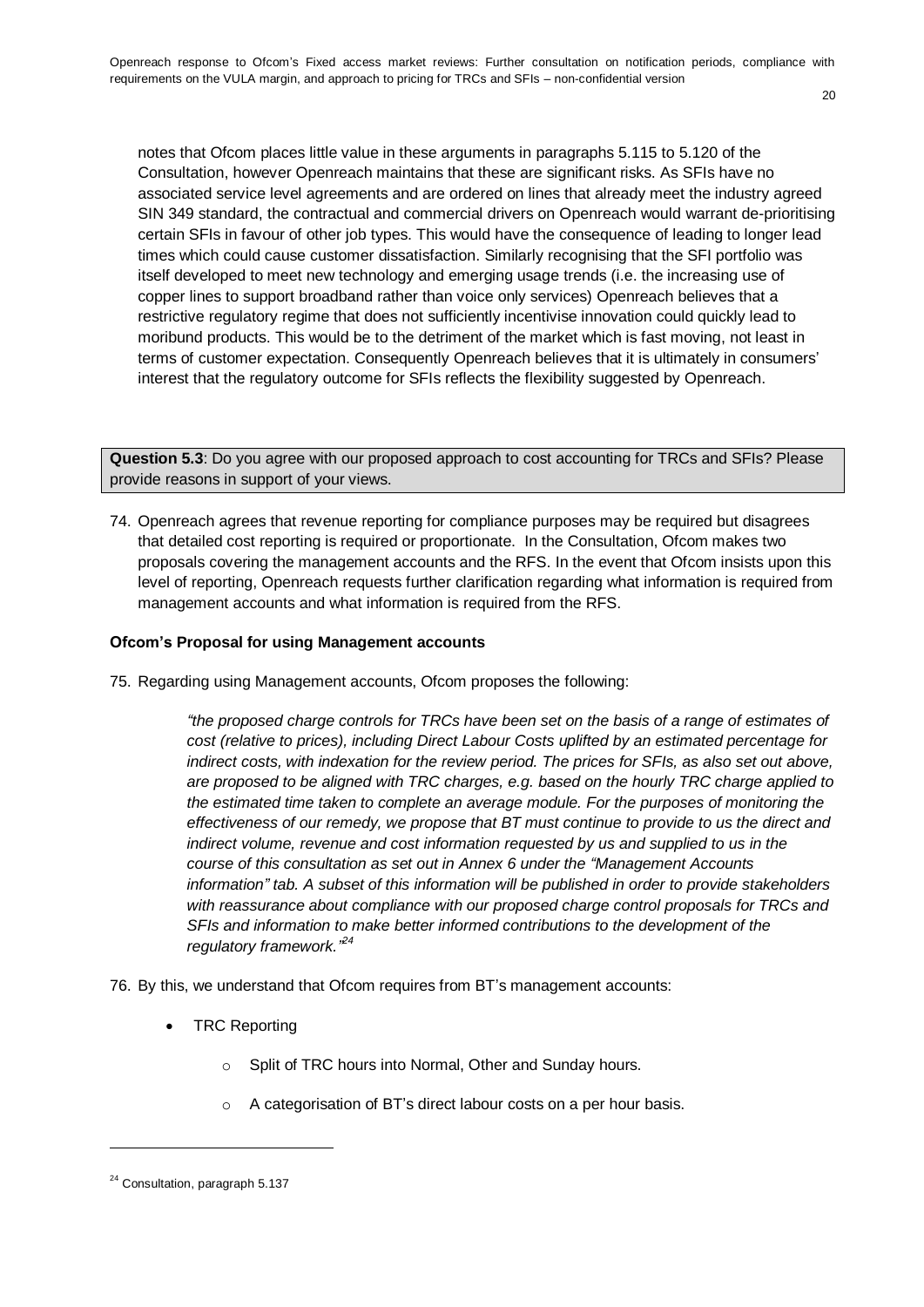notes that Ofcom places little value in these arguments in paragraphs 5.115 to 5.120 of the Consultation, however Openreach maintains that these are significant risks. As SFIs have no associated service level agreements and are ordered on lines that already meet the industry agreed SIN 349 standard, the contractual and commercial drivers on Openreach would warrant de-prioritising certain SFIs in favour of other job types. This would have the consequence of leading to longer lead times which could cause customer dissatisfaction. Similarly recognising that the SFI portfolio was itself developed to meet new technology and emerging usage trends (i.e. the increasing use of copper lines to support broadband rather than voice only services) Openreach believes that a restrictive regulatory regime that does not sufficiently incentivise innovation could quickly lead to moribund products. This would be to the detriment of the market which is fast moving, not least in terms of customer expectation. Consequently Openreach believes that it is ultimately in consumers' interest that the regulatory outcome for SFIs reflects the flexibility suggested by Openreach.

**Question 5.3**: Do you agree with our proposed approach to cost accounting for TRCs and SFIs? Please provide reasons in support of your views.

74. Openreach agrees that revenue reporting for compliance purposes may be required but disagrees that detailed cost reporting is required or proportionate. In the Consultation, Ofcom makes two proposals covering the management accounts and the RFS. In the event that Ofcom insists upon this level of reporting, Openreach requests further clarification regarding what information is required from management accounts and what information is required from the RFS.

**Ofcom's Proposal for using Management accounts**

75. Regarding using Management accounts, Ofcom proposes the following:

> *"the proposed charge controls for TRCs have been set on the basis of a range of estimates of cost (relative to prices), including Direct Labour Costs uplifted by an estimated percentage for indirect costs, with indexation for the review period. The prices for SFIs, as also set out above, are proposed to be aligned with TRC charges, e.g. based on the hourly TRC charge applied to the estimated time taken to complete an average module. For the purposes of monitoring the effectiveness of our remedy, we propose that BT must continue to provide to us the direct and indirect volume, revenue and cost information requested by us and supplied to us in the course of this consultation as set out in Annex 6 under the "Management Accounts information" tab. A subset of this information will be published in order to provide stakeholders with reassurance about compliance with our proposed charge control proposals for TRCs and SFIs and information to make better informed contributions to the development of the regulatory framework."*[24]

76. By this, we understand that Ofcom requires from BT's management accounts:

- TRC Reporting
  - Split of TRC hours into Normal, Other and Sunday hours.
  - A categorisation of BT's direct labour costs on a per hour basis.

[24] Consultation, paragraph 5.137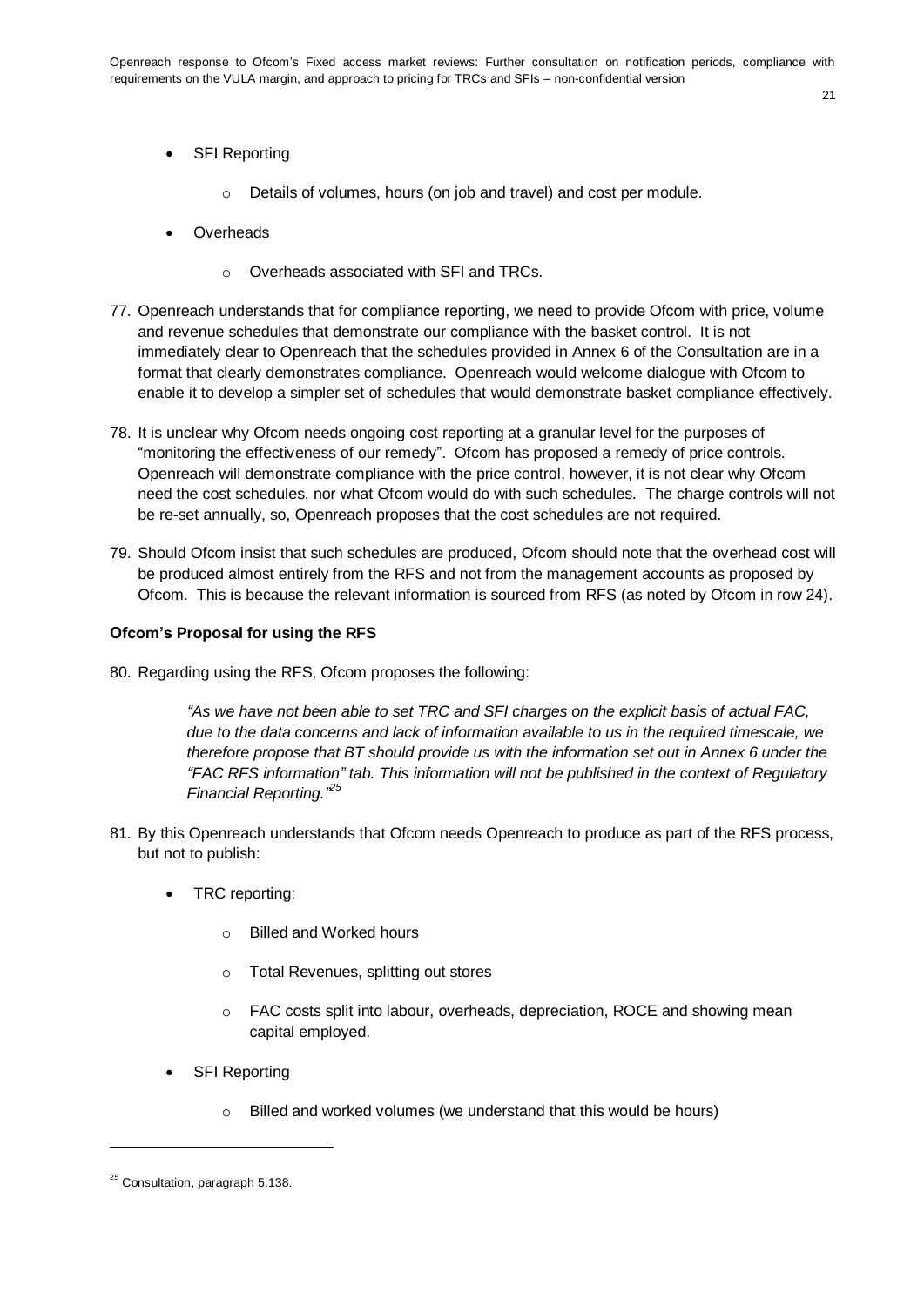- SFI Reporting
    - Details of volumes, hours (on job and travel) and cost per module.
- Overheads
    - Overheads associated with SFI and TRCs.

77. Openreach understands that for compliance reporting, we need to provide Ofcom with price, volume and revenue schedules that demonstrate our compliance with the basket control. It is not immediately clear to Openreach that the schedules provided in Annex 6 of the Consultation are in a format that clearly demonstrates compliance. Openreach would welcome dialogue with Ofcom to enable it to develop a simpler set of schedules that would demonstrate basket compliance effectively.

78. It is unclear why Ofcom needs ongoing cost reporting at a granular level for the purposes of "monitoring the effectiveness of our remedy". Ofcom has proposed a remedy of price controls. Openreach will demonstrate compliance with the price control, however, it is not clear why Ofcom need the cost schedules, nor what Ofcom would do with such schedules. The charge controls will not be re-set annually, so, Openreach proposes that the cost schedules are not required.

79. Should Ofcom insist that such schedules are produced, Ofcom should note that the overhead cost will be produced almost entirely from the RFS and not from the management accounts as proposed by Ofcom. This is because the relevant information is sourced from RFS (as noted by Ofcom in row 24).

**Ofcom's Proposal for using the RFS**

80. Regarding using the RFS, Ofcom proposes the following:

> *"As we have not been able to set TRC and SFI charges on the explicit basis of actual FAC, due to the data concerns and lack of information available to us in the required timescale, we therefore propose that BT should provide us with the information set out in Annex 6 under the "FAC RFS information" tab. This information will not be published in the context of Regulatory Financial Reporting."*[25]

81. By this Openreach understands that Ofcom needs Openreach to produce as part of the RFS process, but not to publish:

- TRC reporting:
    - Billed and Worked hours
    - Total Revenues, splitting out stores
    - FAC costs split into labour, overheads, depreciation, ROCE and showing mean capital employed.
- SFI Reporting
    - Billed and worked volumes (we understand that this would be hours)

---

[25] Consultation, paragraph 5.138.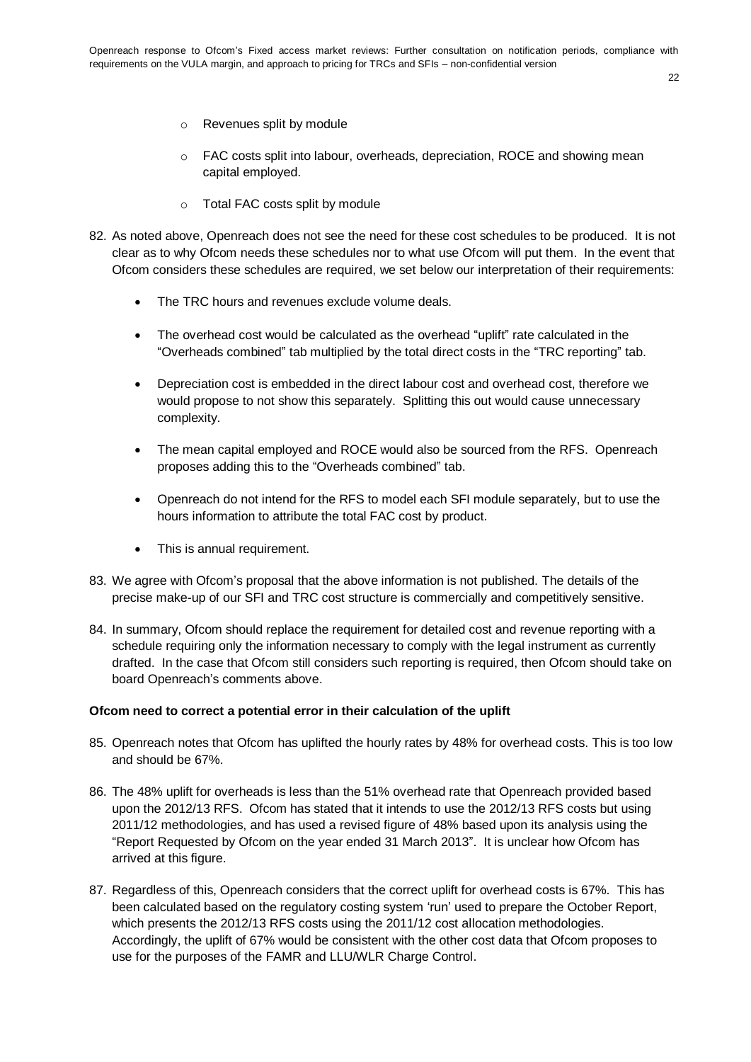- Revenues split by module
- FAC costs split into labour, overheads, depreciation, ROCE and showing mean capital employed.
- Total FAC costs split by module

82. As noted above, Openreach does not see the need for these cost schedules to be produced. It is not clear as to why Ofcom needs these schedules nor to what use Ofcom will put them. In the event that Ofcom considers these schedules are required, we set below our interpretation of their requirements:

    - The TRC hours and revenues exclude volume deals.
    - The overhead cost would be calculated as the overhead "uplift" rate calculated in the "Overheads combined" tab multiplied by the total direct costs in the "TRC reporting" tab.
    - Depreciation cost is embedded in the direct labour cost and overhead cost, therefore we would propose to not show this separately. Splitting this out would cause unnecessary complexity.
    - The mean capital employed and ROCE would also be sourced from the RFS. Openreach proposes adding this to the "Overheads combined" tab.
    - Openreach do not intend for the RFS to model each SFI module separately, but to use the hours information to attribute the total FAC cost by product.
    - This is annual requirement.

83. We agree with Ofcom's proposal that the above information is not published. The details of the precise make-up of our SFI and TRC cost structure is commercially and competitively sensitive.

84. In summary, Ofcom should replace the requirement for detailed cost and revenue reporting with a schedule requiring only the information necessary to comply with the legal instrument as currently drafted. In the case that Ofcom still considers such reporting is required, then Ofcom should take on board Openreach's comments above.

**Ofcom need to correct a potential error in their calculation of the uplift**

85. Openreach notes that Ofcom has uplifted the hourly rates by 48% for overhead costs. This is too low and should be 67%.

86. The 48% uplift for overheads is less than the 51% overhead rate that Openreach provided based upon the 2012/13 RFS. Ofcom has stated that it intends to use the 2012/13 RFS costs but using 2011/12 methodologies, and has used a revised figure of 48% based upon its analysis using the "Report Requested by Ofcom on the year ended 31 March 2013". It is unclear how Ofcom has arrived at this figure.

87. Regardless of this, Openreach considers that the correct uplift for overhead costs is 67%. This has been calculated based on the regulatory costing system 'run' used to prepare the October Report, which presents the 2012/13 RFS costs using the 2011/12 cost allocation methodologies. Accordingly, the uplift of 67% would be consistent with the other cost data that Ofcom proposes to use for the purposes of the FAMR and LLU/WLR Charge Control.